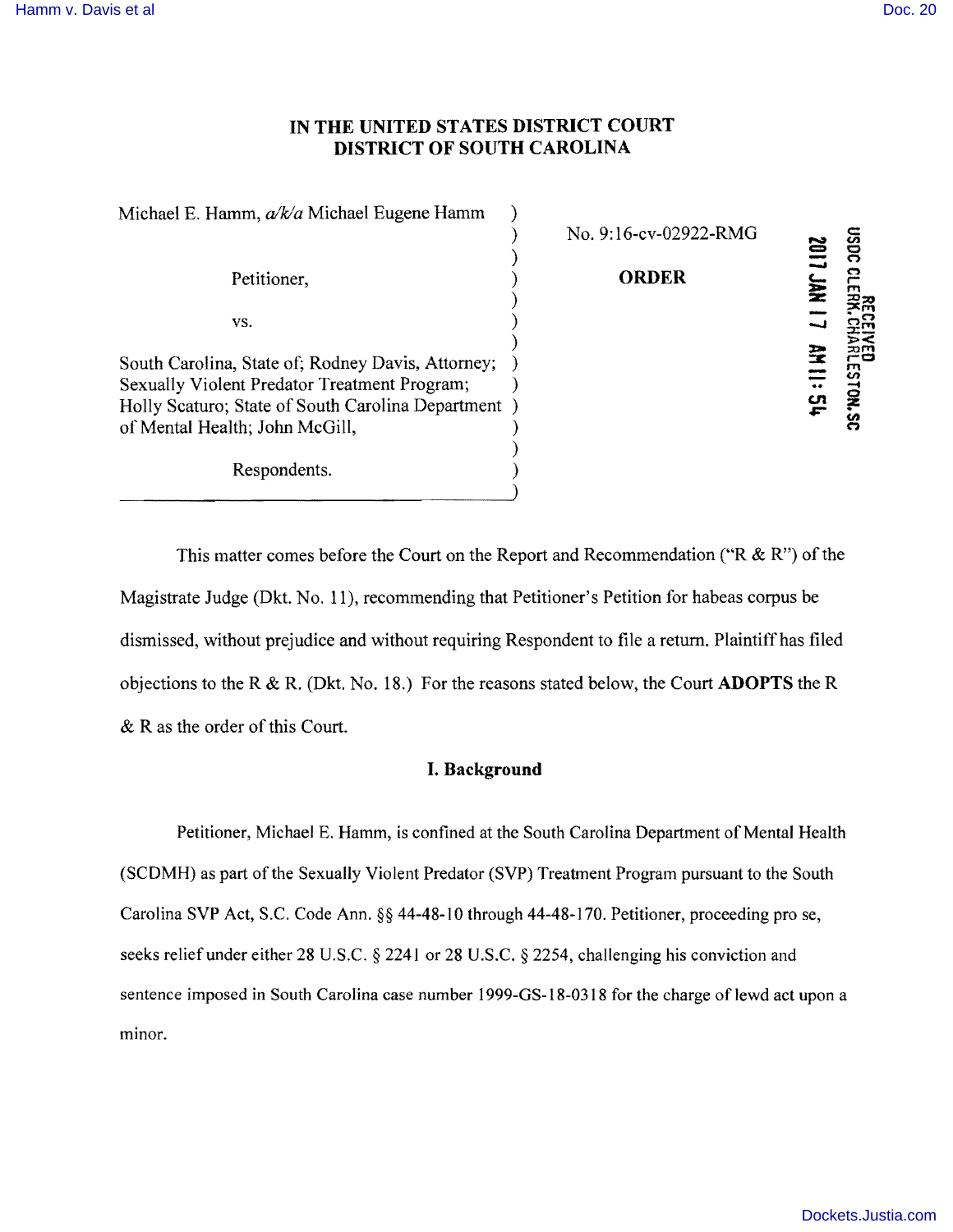# IN THE UNITED STATES DISTRICT COURT
# DISTRICT OF SOUTH CAROLINA

Michael E. Hamm, *a/k/a* Michael Eugene Hamm,

Petitioner,

vs.

South Carolina, State of; Rodney Davis, Attorney; Sexually Violent Predator Treatment Program; Holly Scaturo; State of South Carolina Department of Mental Health; John McGill,

Respondents.

No. 9:16-cv-02922-RMG

**ORDER**

RECEIVED
USDC CLERK, CHARLESTON, SC
2017 JAN 17 AM 11:54

This matter comes before the Court on the Report and Recommendation ("R & R") of the Magistrate Judge (Dkt. No. 11), recommending that Petitioner's Petition for habeas corpus be dismissed, without prejudice and without requiring Respondent to file a return. Plaintiff has filed objections to the R & R. (Dkt. No. 18.) For the reasons stated below, the Court **ADOPTS** the R & R as the order of this Court.

## I. Background

Petitioner, Michael E. Hamm, is confined at the South Carolina Department of Mental Health (SCDMH) as part of the Sexually Violent Predator (SVP) Treatment Program pursuant to the South Carolina SVP Act, S.C. Code Ann. §§ 44-48-10 through 44-48-170. Petitioner, proceeding pro se, seeks relief under either 28 U.S.C. § 2241 or 28 U.S.C. § 2254, challenging his conviction and sentence imposed in South Carolina case number 1999-GS-18-0318 for the charge of lewd act upon a minor.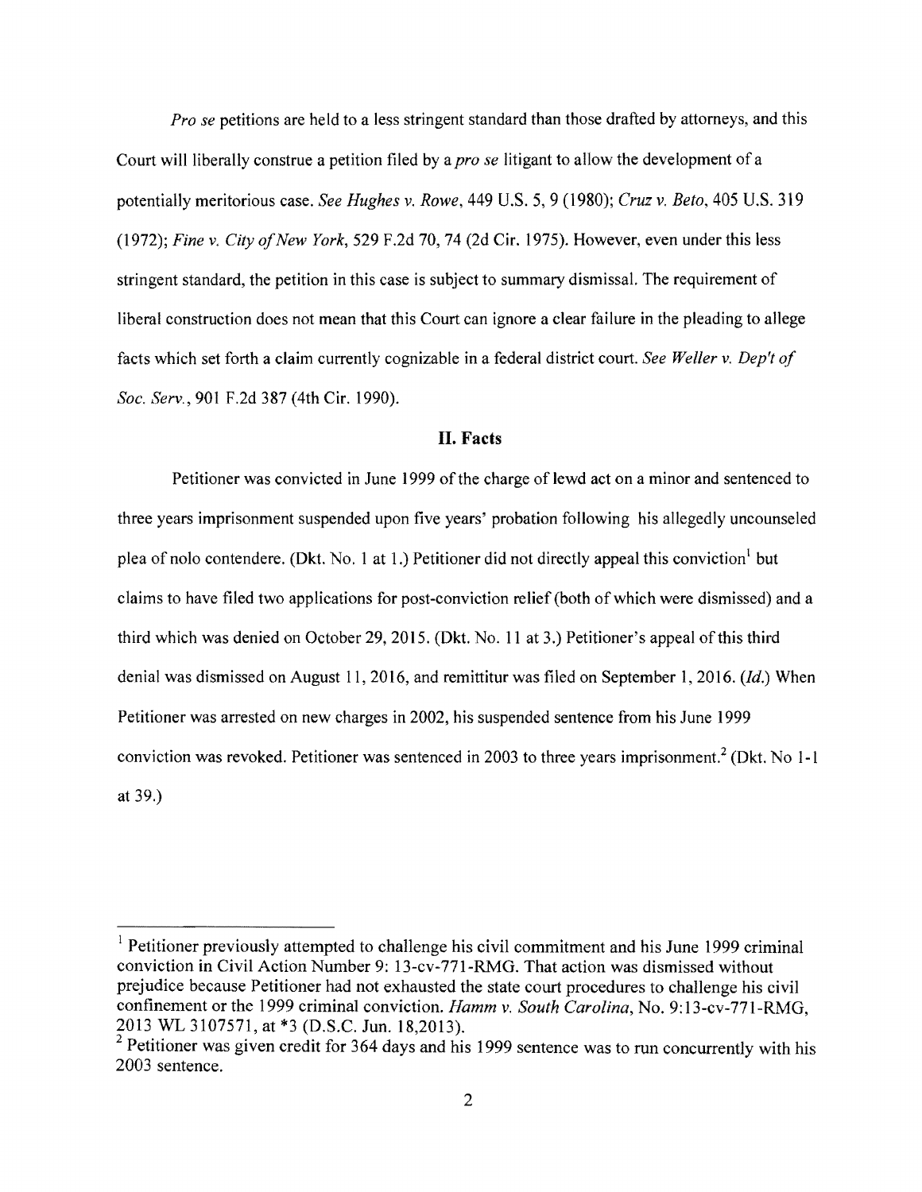*Pro se* petitions are held to a less stringent standard than those drafted by attorneys, and this Court will liberally construe a petition filed by a *pro se* litigant to allow the development of a potentially meritorious case. *See Hughes v. Rowe*, 449 U.S. 5, 9 (1980); *Cruz v. Beto*, 405 U.S. 319 (1972); *Fine v. City of New York*, 529 F.2d 70, 74 (2d Cir. 1975). However, even under this less stringent standard, the petition in this case is subject to summary dismissal. The requirement of liberal construction does not mean that this Court can ignore a clear failure in the pleading to allege facts which set forth a claim currently cognizable in a federal district court. *See Weller v. Dep't of Soc. Serv.*, 901 F.2d 387 (4th Cir. 1990).

## II. Facts

Petitioner was convicted in June 1999 of the charge of lewd act on a minor and sentenced to three years imprisonment suspended upon five years' probation following his allegedly uncounseled plea of nolo contendere. (Dkt. No. 1 at 1.) Petitioner did not directly appeal this conviction[1] but claims to have filed two applications for post-conviction relief (both of which were dismissed) and a third which was denied on October 29, 2015. (Dkt. No. 11 at 3.) Petitioner's appeal of this third denial was dismissed on August 11, 2016, and remittitur was filed on September 1, 2016. (*Id.*) When Petitioner was arrested on new charges in 2002, his suspended sentence from his June 1999 conviction was revoked. Petitioner was sentenced in 2003 to three years imprisonment.[2] (Dkt. No 1-1 at 39.)

[1] Petitioner previously attempted to challenge his civil commitment and his June 1999 criminal conviction in Civil Action Number 9: 13-cv-771-RMG. That action was dismissed without prejudice because Petitioner had not exhausted the state court procedures to challenge his civil confinement or the 1999 criminal conviction. *Hamm v. South Carolina*, No. 9:13-cv-771-RMG, 2013 WL 3107571, at *3 (D.S.C. Jun. 18,2013).

[2] Petitioner was given credit for 364 days and his 1999 sentence was to run concurrently with his 2003 sentence.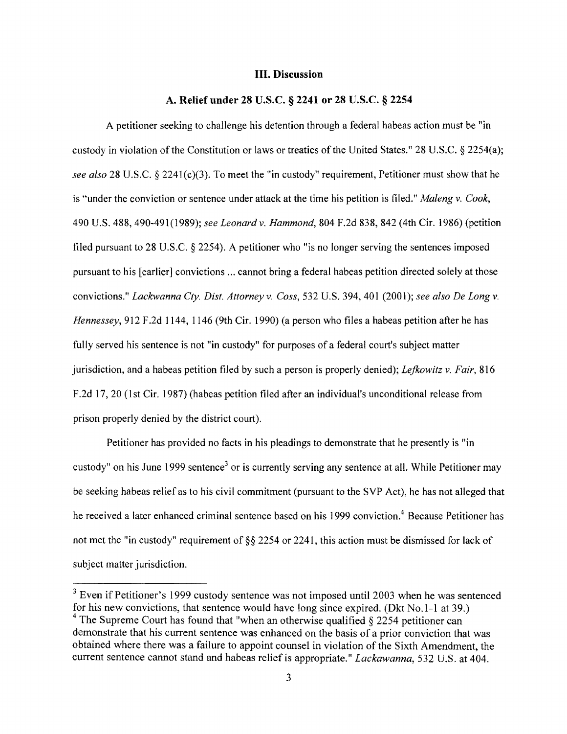## III. Discussion

### A. Relief under 28 U.S.C. § 2241 or 28 U.S.C. § 2254

A petitioner seeking to challenge his detention through a federal habeas action must be "in custody in violation of the Constitution or laws or treaties of the United States." 28 U.S.C. § 2254(a); *see also* 28 U.S.C. § 2241(c)(3). To meet the "in custody" requirement, Petitioner must show that he is "under the conviction or sentence under attack at the time his petition is filed." *Maleng v. Cook*, 490 U.S. 488, 490-491(1989); *see Leonard v. Hammond*, 804 F.2d 838, 842 (4th Cir. 1986) (petition filed pursuant to 28 U.S.C. § 2254). A petitioner who "is no longer serving the sentences imposed pursuant to his [earlier] convictions ... cannot bring a federal habeas petition directed solely at those convictions." *Lackwanna Cty. Dist. Attorney v. Coss*, 532 U.S. 394, 401 (2001); *see also De Long v. Hennessey*, 912 F.2d 1144, 1146 (9th Cir. 1990) (a person who files a habeas petition after he has fully served his sentence is not "in custody" for purposes of a federal court's subject matter jurisdiction, and a habeas petition filed by such a person is properly denied); *Lefkowitz v. Fair*, 816 F.2d 17, 20 (1st Cir. 1987) (habeas petition filed after an individual's unconditional release from prison properly denied by the district court).

Petitioner has provided no facts in his pleadings to demonstrate that he presently is "in custody" on his June 1999 sentence[3] or is currently serving any sentence at all. While Petitioner may be seeking habeas relief as to his civil commitment (pursuant to the SVP Act), he has not alleged that he received a later enhanced criminal sentence based on his 1999 conviction.[4] Because Petitioner has not met the "in custody" requirement of §§ 2254 or 2241, this action must be dismissed for lack of subject matter jurisdiction.

---

[3] Even if Petitioner's 1999 custody sentence was not imposed until 2003 when he was sentenced for his new convictions, that sentence would have long since expired. (Dkt No.1-1 at 39.)

[4] The Supreme Court has found that "when an otherwise qualified § 2254 petitioner can demonstrate that his current sentence was enhanced on the basis of a prior conviction that was obtained where there was a failure to appoint counsel in violation of the Sixth Amendment, the current sentence cannot stand and habeas relief is appropriate." *Lackawanna*, 532 U.S. at 404.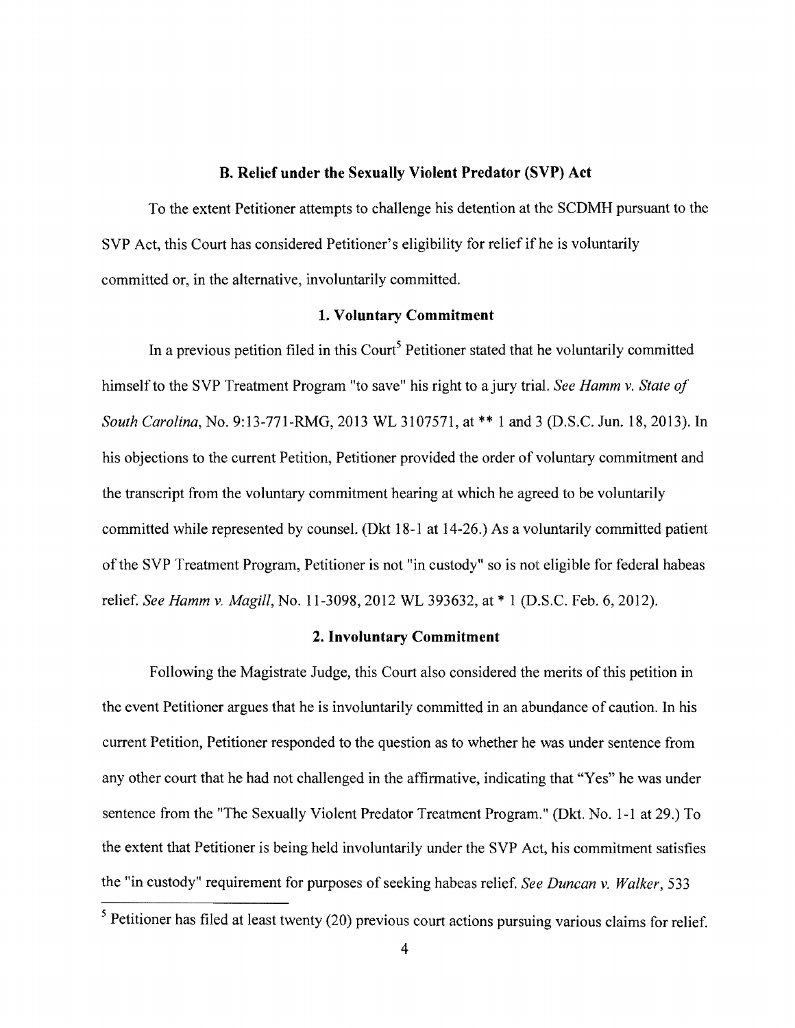### B. Relief under the Sexually Violent Predator (SVP) Act

To the extent Petitioner attempts to challenge his detention at the SCDMH pursuant to the SVP Act, this Court has considered Petitioner's eligibility for relief if he is voluntarily committed or, in the alternative, involuntarily committed.

#### 1. Voluntary Commitment

In a previous petition filed in this Court[5] Petitioner stated that he voluntarily committed himself to the SVP Treatment Program "to save" his right to a jury trial. *See Hamm v. State of South Carolina*, No. 9:13-771-RMG, 2013 WL 3107571, at ** 1 and 3 (D.S.C. Jun. 18, 2013). In his objections to the current Petition, Petitioner provided the order of voluntary commitment and the transcript from the voluntary commitment hearing at which he agreed to be voluntarily committed while represented by counsel. (Dkt 18-1 at 14-26.) As a voluntarily committed patient of the SVP Treatment Program, Petitioner is not "in custody" so is not eligible for federal habeas relief. *See Hamm v. Magill*, No. 11-3098, 2012 WL 393632, at * 1 (D.S.C. Feb. 6, 2012).

#### 2. Involuntary Commitment

Following the Magistrate Judge, this Court also considered the merits of this petition in the event Petitioner argues that he is involuntarily committed in an abundance of caution. In his current Petition, Petitioner responded to the question as to whether he was under sentence from any other court that he had not challenged in the affirmative, indicating that "Yes" he was under sentence from the "The Sexually Violent Predator Treatment Program." (Dkt. No. 1-1 at 29.) To the extent that Petitioner is being held involuntarily under the SVP Act, his commitment satisfies the "in custody" requirement for purposes of seeking habeas relief. *See Duncan v. Walker*, 533

[5] Petitioner has filed at least twenty (20) previous court actions pursuing various claims for relief.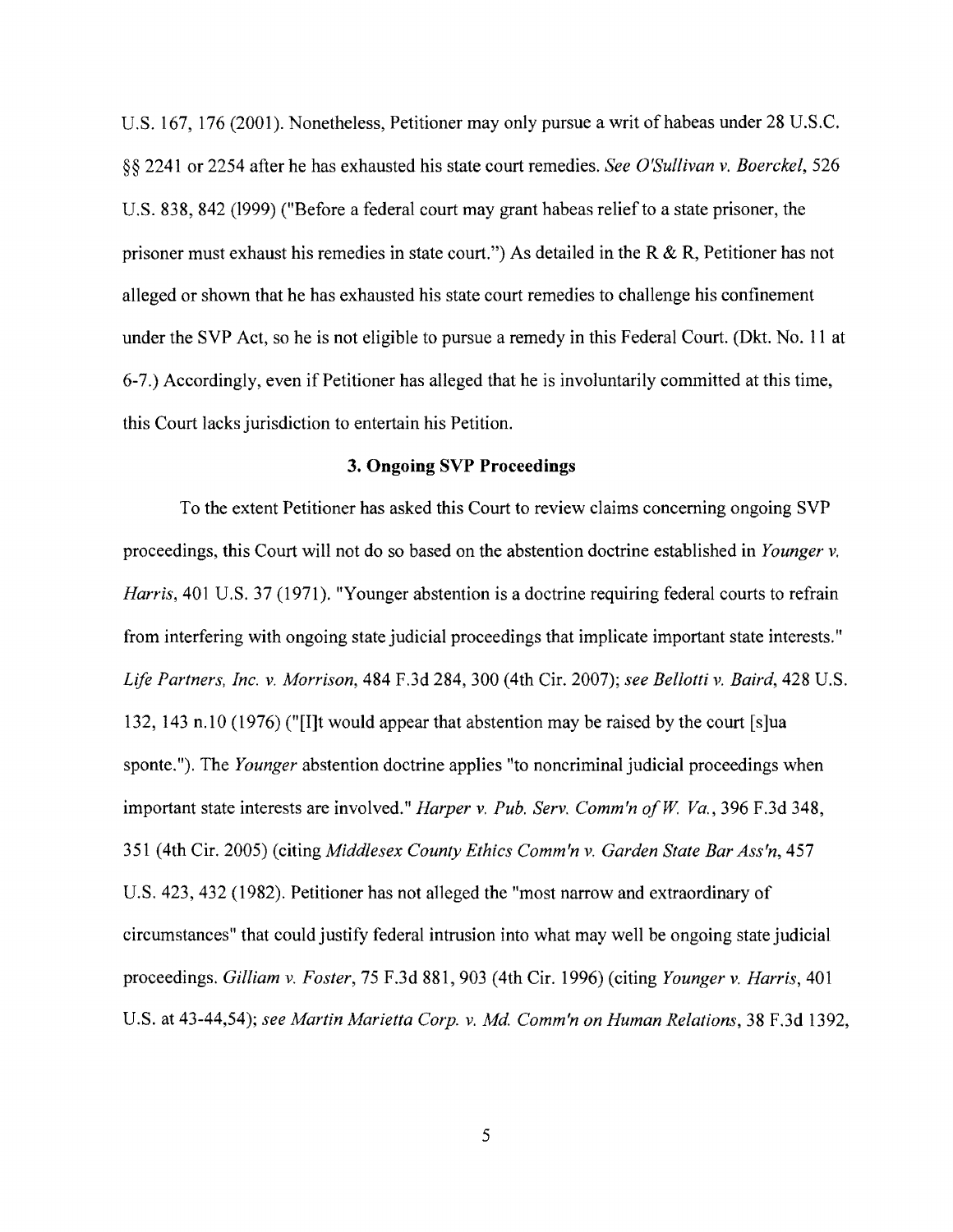U.S. 167, 176 (2001). Nonetheless, Petitioner may only pursue a writ of habeas under 28 U.S.C. §§ 2241 or 2254 after he has exhausted his state court remedies. *See O'Sullivan v. Boerckel*, 526 U.S. 838, 842 (1999) ("Before a federal court may grant habeas relief to a state prisoner, the prisoner must exhaust his remedies in state court.") As detailed in the R & R, Petitioner has not alleged or shown that he has exhausted his state court remedies to challenge his confinement under the SVP Act, so he is not eligible to pursue a remedy in this Federal Court. (Dkt. No. 11 at 6-7.) Accordingly, even if Petitioner has alleged that he is involuntarily committed at this time, this Court lacks jurisdiction to entertain his Petition.

### 3. Ongoing SVP Proceedings

To the extent Petitioner has asked this Court to review claims concerning ongoing SVP proceedings, this Court will not do so based on the abstention doctrine established in *Younger v. Harris*, 401 U.S. 37 (1971). "Younger abstention is a doctrine requiring federal courts to refrain from interfering with ongoing state judicial proceedings that implicate important state interests." *Life Partners, Inc. v. Morrison*, 484 F.3d 284, 300 (4th Cir. 2007); *see Bellotti v. Baird*, 428 U.S. 132, 143 n.10 (1976) ("[I]t would appear that abstention may be raised by the court [s]ua sponte."). The *Younger* abstention doctrine applies "to noncriminal judicial proceedings when important state interests are involved." *Harper v. Pub. Serv. Comm'n of W. Va.*, 396 F.3d 348, 351 (4th Cir. 2005) (citing *Middlesex County Ethics Comm'n v. Garden State Bar Ass'n*, 457 U.S. 423, 432 (1982). Petitioner has not alleged the "most narrow and extraordinary of circumstances" that could justify federal intrusion into what may well be ongoing state judicial proceedings. *Gilliam v. Foster*, 75 F.3d 881, 903 (4th Cir. 1996) (citing *Younger v. Harris*, 401 U.S. at 43-44,54); *see Martin Marietta Corp. v. Md. Comm'n on Human Relations*, 38 F.3d 1392,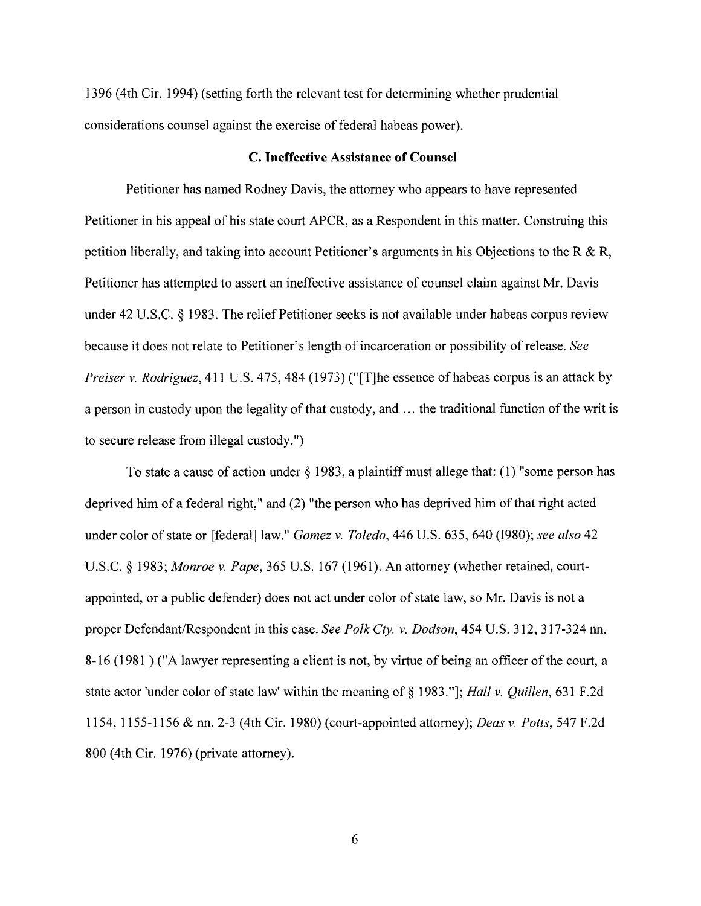1396 (4th Cir. 1994) (setting forth the relevant test for determining whether prudential considerations counsel against the exercise of federal habeas power).

### C. Ineffective Assistance of Counsel

Petitioner has named Rodney Davis, the attorney who appears to have represented Petitioner in his appeal of his state court APCR, as a Respondent in this matter. Construing this petition liberally, and taking into account Petitioner's arguments in his Objections to the R & R, Petitioner has attempted to assert an ineffective assistance of counsel claim against Mr. Davis under 42 U.S.C. § 1983. The relief Petitioner seeks is not available under habeas corpus review because it does not relate to Petitioner's length of incarceration or possibility of release. *See Preiser v. Rodriguez*, 411 U.S. 475, 484 (1973) ("[T]he essence of habeas corpus is an attack by a person in custody upon the legality of that custody, and ... the traditional function of the writ is to secure release from illegal custody.")

To state a cause of action under § 1983, a plaintiff must allege that: (1) "some person has deprived him of a federal right," and (2) "the person who has deprived him of that right acted under color of state or [federal] law." *Gomez v. Toledo*, 446 U.S. 635, 640 (1980); *see also* 42 U.S.C. § 1983; *Monroe v. Pape*, 365 U.S. 167 (1961). An attorney (whether retained, court-appointed, or a public defender) does not act under color of state law, so Mr. Davis is not a proper Defendant/Respondent in this case. *See Polk Cty. v. Dodson*, 454 U.S. 312, 317-324 nn. 8-16 (1981 ) ("A lawyer representing a client is not, by virtue of being an officer of the court, a state actor 'under color of state law' within the meaning of § 1983."]; *Hall v. Quillen*, 631 F.2d 1154, 1155-1156 & nn. 2-3 (4th Cir. 1980) (court-appointed attorney); *Deas v. Potts*, 547 F.2d 800 (4th Cir. 1976) (private attorney).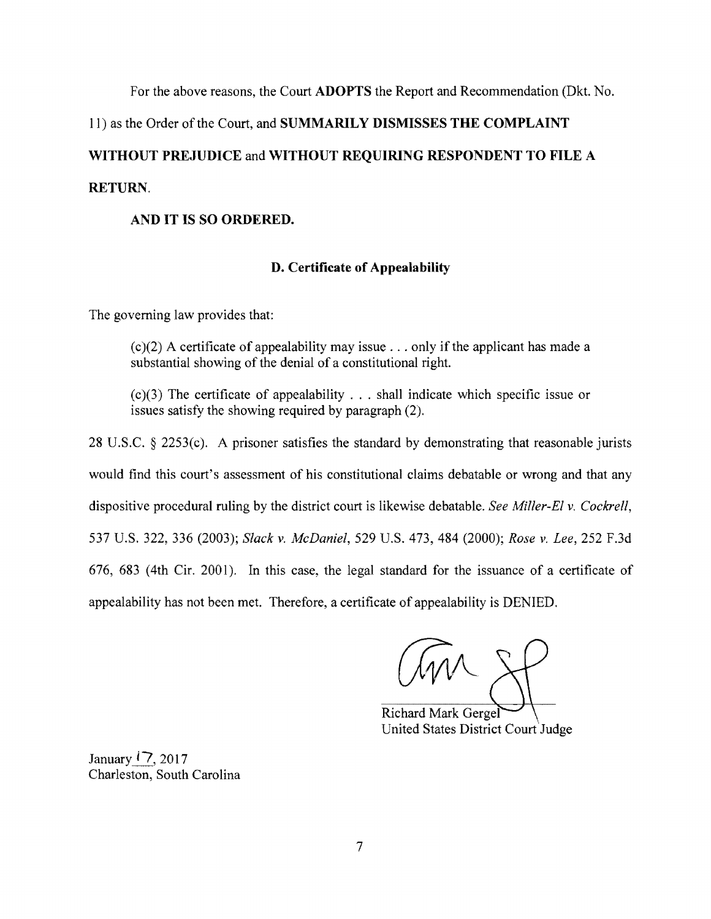For the above reasons, the Court **ADOPTS** the Report and Recommendation (Dkt. No. 11) as the Order of the Court, and **SUMMARILY DISMISSES THE COMPLAINT WITHOUT PREJUDICE** and **WITHOUT REQUIRING RESPONDENT TO FILE A RETURN**.

**AND IT IS SO ORDERED.**

### D. Certificate of Appealability

The governing law provides that:

> (c)(2) A certificate of appealability may issue . . . only if the applicant has made a substantial showing of the denial of a constitutional right.
>
> (c)(3) The certificate of appealability . . . shall indicate which specific issue or issues satisfy the showing required by paragraph (2).

28 U.S.C. § 2253(c). A prisoner satisfies the standard by demonstrating that reasonable jurists would find this court's assessment of his constitutional claims debatable or wrong and that any dispositive procedural ruling by the district court is likewise debatable. *See Miller-El v. Cockrell*, 537 U.S. 322, 336 (2003); *Slack v. McDaniel*, 529 U.S. 473, 484 (2000); *Rose v. Lee*, 252 F.3d 676, 683 (4th Cir. 2001). In this case, the legal standard for the issuance of a certificate of appealability has not been met. Therefore, a certificate of appealability is DENIED.

Richard Mark Gergel
United States District Court Judge

January 17, 2017
Charleston, South Carolina